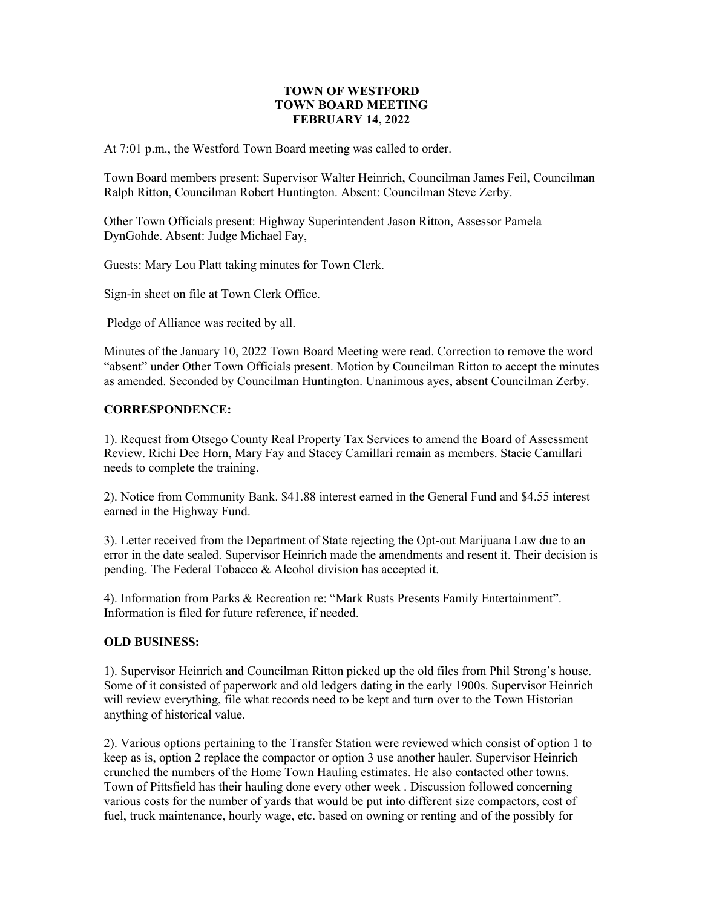**TOWN OF WESTFORD**
**TOWN BOARD MEETING**
**FEBRUARY 14, 2022**

At 7:01 p.m., the Westford Town Board meeting was called to order.

Town Board members present: Supervisor Walter Heinrich, Councilman James Feil, Councilman Ralph Ritton, Councilman Robert Huntington. Absent: Councilman Steve Zerby.

Other Town Officials present: Highway Superintendent Jason Ritton, Assessor Pamela DynGohde. Absent: Judge Michael Fay,

Guests: Mary Lou Platt taking minutes for Town Clerk.

Sign-in sheet on file at Town Clerk Office.

Pledge of Alliance was recited by all.

Minutes of the January 10, 2022 Town Board Meeting were read. Correction to remove the word "absent" under Other Town Officials present. Motion by Councilman Ritton to accept the minutes as amended. Seconded by Councilman Huntington. Unanimous ayes, absent Councilman Zerby.

**CORRESPONDENCE:**

1). Request from Otsego County Real Property Tax Services to amend the Board of Assessment Review. Richi Dee Horn, Mary Fay and Stacey Camillari remain as members. Stacie Camillari needs to complete the training.

2). Notice from Community Bank. $41.88 interest earned in the General Fund and $4.55 interest earned in the Highway Fund.

3). Letter received from the Department of State rejecting the Opt-out Marijuana Law due to an error in the date sealed. Supervisor Heinrich made the amendments and resent it. Their decision is pending. The Federal Tobacco & Alcohol division has accepted it.

4). Information from Parks & Recreation re: "Mark Rusts Presents Family Entertainment". Information is filed for future reference, if needed.

**OLD BUSINESS:**

1). Supervisor Heinrich and Councilman Ritton picked up the old files from Phil Strong's house. Some of it consisted of paperwork and old ledgers dating in the early 1900s. Supervisor Heinrich will review everything, file what records need to be kept and turn over to the Town Historian anything of historical value.

2). Various options pertaining to the Transfer Station were reviewed which consist of option 1 to keep as is, option 2 replace the compactor or option 3 use another hauler. Supervisor Heinrich crunched the numbers of the Home Town Hauling estimates. He also contacted other towns. Town of Pittsfield has their hauling done every other week . Discussion followed concerning various costs for the number of yards that would be put into different size compactors, cost of fuel, truck maintenance, hourly wage, etc. based on owning or renting and of the possibly for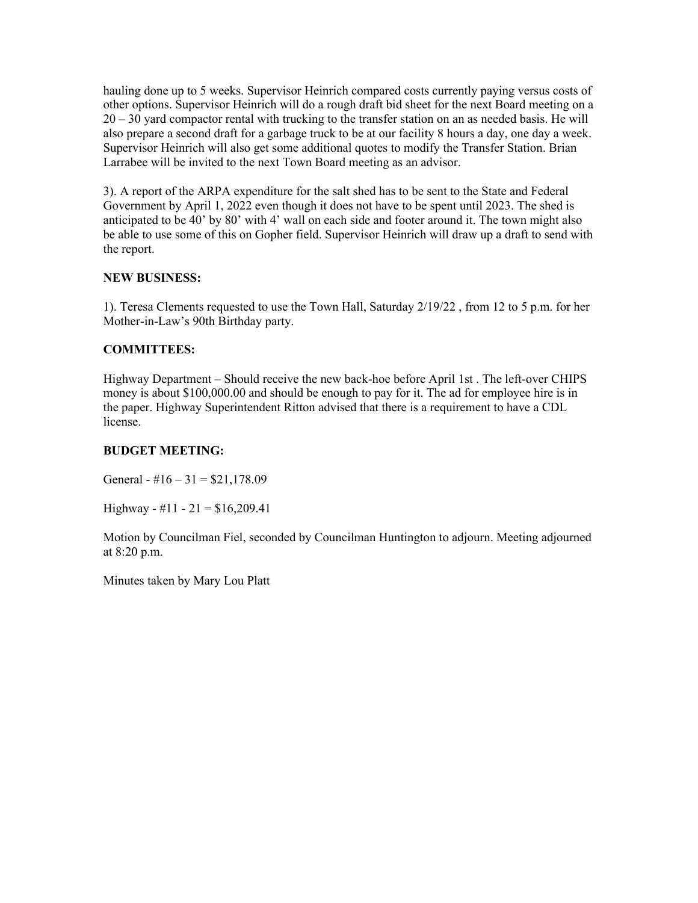hauling done up to 5 weeks. Supervisor Heinrich compared costs currently paying versus costs of other options. Supervisor Heinrich will do a rough draft bid sheet for the next Board meeting on a 20 – 30 yard compactor rental with trucking to the transfer station on an as needed basis. He will also prepare a second draft for a garbage truck to be at our facility 8 hours a day, one day a week. Supervisor Heinrich will also get some additional quotes to modify the Transfer Station. Brian Larrabee will be invited to the next Town Board meeting as an advisor.

3). A report of the ARPA expenditure for the salt shed has to be sent to the State and Federal Government by April 1, 2022 even though it does not have to be spent until 2023. The shed is anticipated to be 40' by 80' with 4' wall on each side and footer around it. The town might also be able to use some of this on Gopher field. Supervisor Heinrich will draw up a draft to send with the report.

**NEW BUSINESS:**

1). Teresa Clements requested to use the Town Hall, Saturday 2/19/22 , from 12 to 5 p.m. for her Mother-in-Law's 90th Birthday party.

**COMMITTEES:**

Highway Department – Should receive the new back-hoe before April 1st . The left-over CHIPS money is about $100,000.00 and should be enough to pay for it. The ad for employee hire is in the paper. Highway Superintendent Ritton advised that there is a requirement to have a CDL license.

**BUDGET MEETING:**

General - #16 – 31 = $21,178.09

Highway - #11 - 21 = $16,209.41

Motion by Councilman Fiel, seconded by Councilman Huntington to adjourn. Meeting adjourned at 8:20 p.m.

Minutes taken by Mary Lou Platt